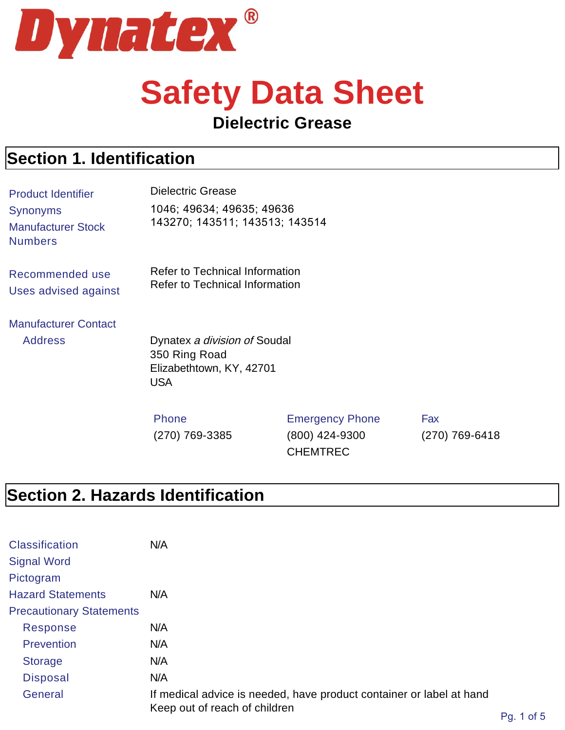# Dynatex®

# Safety Data Sheet

## Dielectric Grease

## Section 1. Identification

| | |
|---|---|
| Product Identifier | Dielectric Grease |
| Synonyms | 1046; 49634; 49635; 49636 |
| Manufacturer Stock Numbers | 143270; 143511; 143513; 143514 |
| | |
| Recommended use | Refer to Technical Information |
| Uses advised against | Refer to Technical Information |

**Manufacturer Contact**

Address

Dynatex *a division of* Soudal
350 Ring Road
Elizabethtown, KY, 42701
USA

| Phone | Emergency Phone | Fax |
|---|---|---|
| (270) 769-3385 | (800) 424-9300 CHEMTREC | (270) 769-6418 |

## Section 2. Hazards Identification

| | |
|---|---|
| Classification | N/A |
| Signal Word | |
| Pictogram | |
| Hazard Statements | N/A |
| Precautionary Statements | |
| Response | N/A |
| Prevention | N/A |
| Storage | N/A |
| Disposal | N/A |
| General | If medical advice is needed, have product container or label at hand<br>Keep out of reach of children |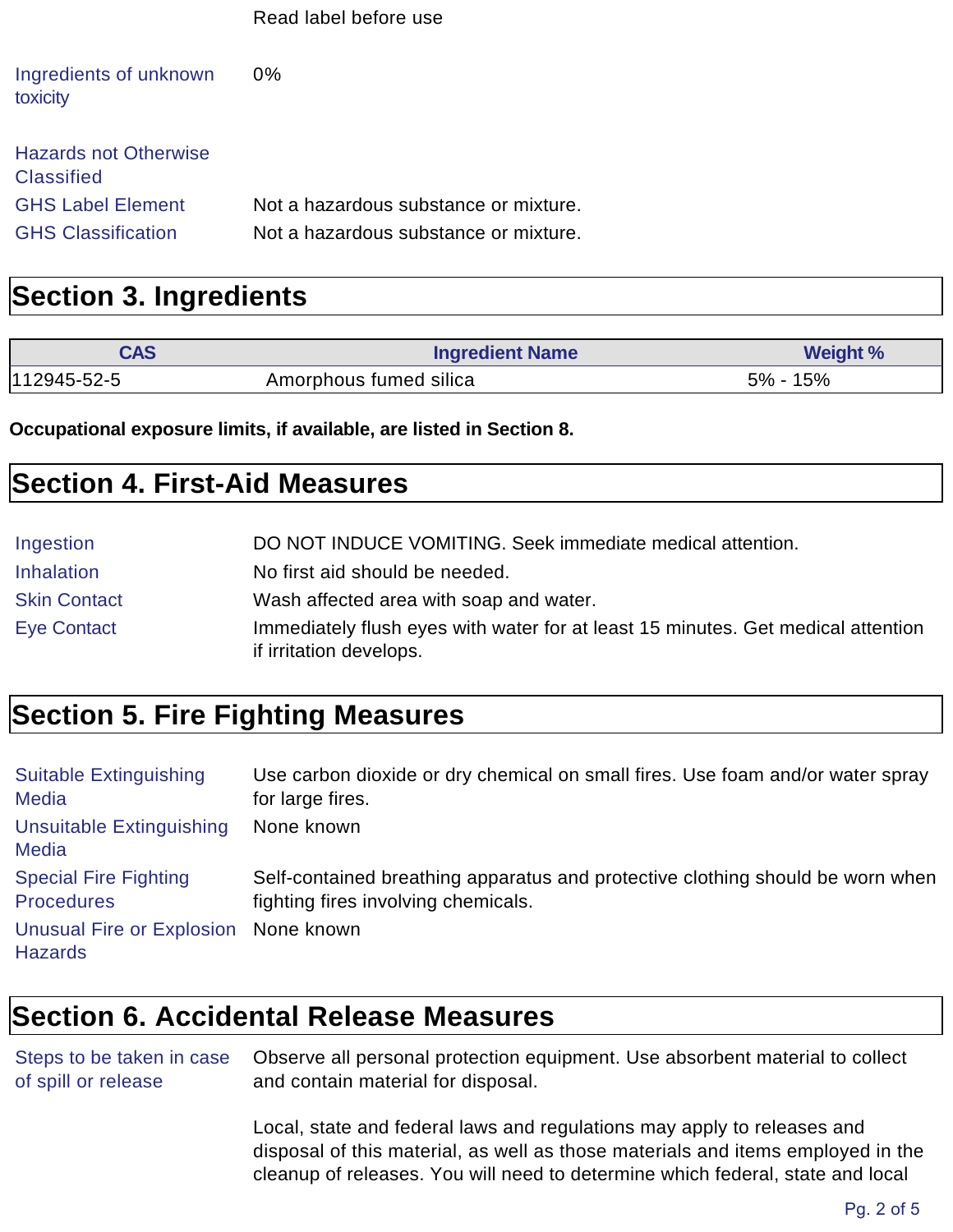Read label before use

**Ingredients of unknown toxicity:** 0%

**Hazards not Otherwise Classified**

**GHS Label Element:** Not a hazardous substance or mixture.

**GHS Classification:** Not a hazardous substance or mixture.

## Section 3. Ingredients

| CAS | Ingredient Name | Weight % |
|---|---|---|
| 112945-52-5 | Amorphous fumed silica | 5% - 15% |

**Occupational exposure limits, if available, are listed in Section 8.**

## Section 4. First-Aid Measures

**Ingestion:** DO NOT INDUCE VOMITING. Seek immediate medical attention.

**Inhalation:** No first aid should be needed.

**Skin Contact:** Wash affected area with soap and water.

**Eye Contact:** Immediately flush eyes with water for at least 15 minutes. Get medical attention if irritation develops.

## Section 5. Fire Fighting Measures

**Suitable Extinguishing Media:** Use carbon dioxide or dry chemical on small fires. Use foam and/or water spray for large fires.

**Unsuitable Extinguishing Media:** None known

**Special Fire Fighting Procedures:** Self-contained breathing apparatus and protective clothing should be worn when fighting fires involving chemicals.

**Unusual Fire or Explosion Hazards:** None known

## Section 6. Accidental Release Measures

**Steps to be taken in case of spill or release:** Observe all personal protection equipment. Use absorbent material to collect and contain material for disposal.

Local, state and federal laws and regulations may apply to releases and disposal of this material, as well as those materials and items employed in the cleanup of releases. You will need to determine which federal, state and local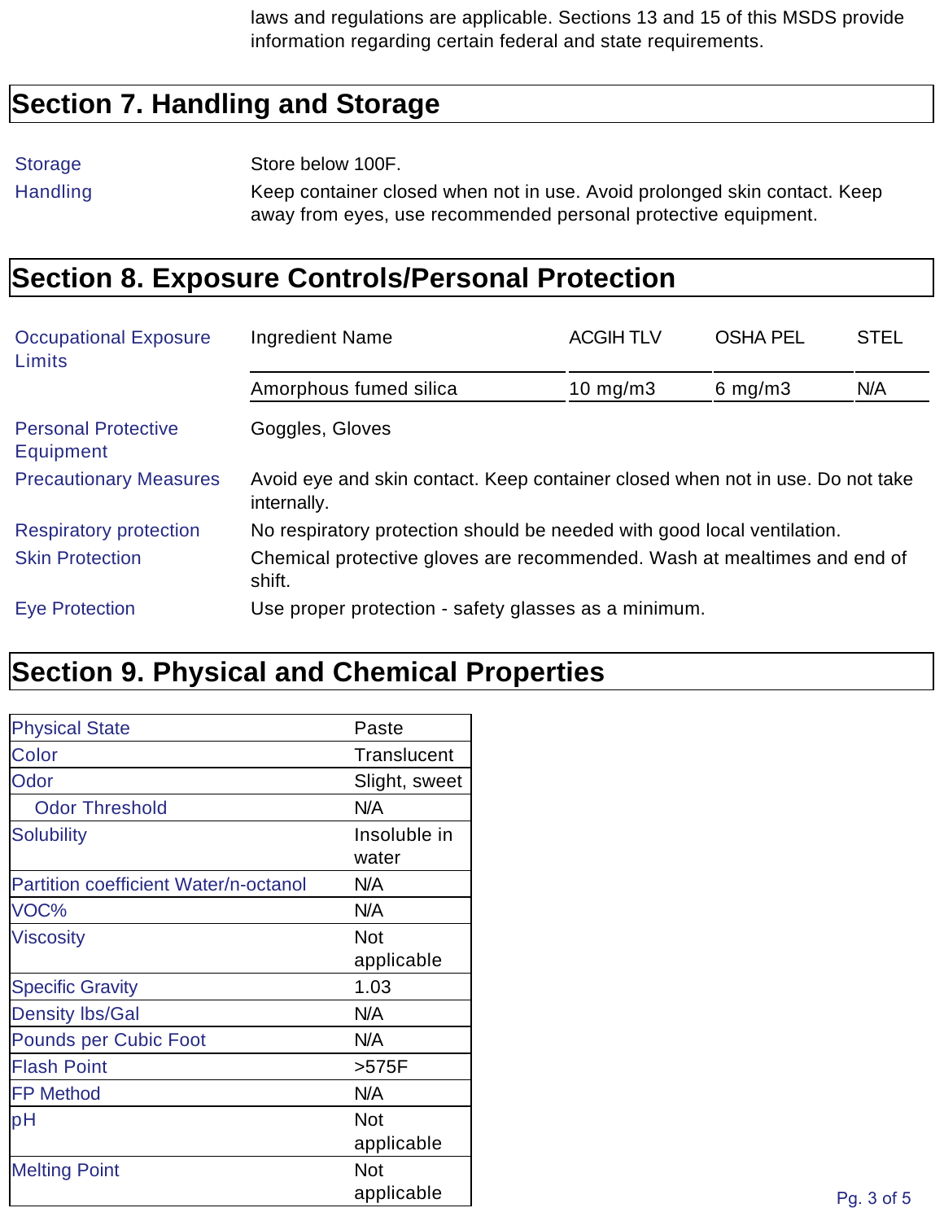laws and regulations are applicable. Sections 13 and 15 of this MSDS provide information regarding certain federal and state requirements.

## Section 7. Handling and Storage

**Storage** Store below 100F.

**Handling** Keep container closed when not in use. Avoid prolonged skin contact. Keep away from eyes, use recommended personal protective equipment.

## Section 8. Exposure Controls/Personal Protection

**Occupational Exposure Limits**

| Ingredient Name | ACGIH TLV | OSHA PEL | STEL |
|---|---|---|---|
| Amorphous fumed silica | 10 mg/m3 | 6 mg/m3 | N/A |

**Personal Protective Equipment** Goggles, Gloves

**Precautionary Measures** Avoid eye and skin contact. Keep container closed when not in use. Do not take internally.

**Respiratory protection** No respiratory protection should be needed with good local ventilation.

**Skin Protection** Chemical protective gloves are recommended. Wash at mealtimes and end of shift.

**Eye Protection** Use proper protection - safety glasses as a minimum.

## Section 9. Physical and Chemical Properties

| Property | Value |
|---|---|
| Physical State | Paste |
| Color | Translucent |
| Odor | Slight, sweet |
| Odor Threshold | N/A |
| Solubility | Insoluble in water |
| Partition coefficient Water/n-octanol | N/A |
| VOC% | N/A |
| Viscosity | Not applicable |
| Specific Gravity | 1.03 |
| Density lbs/Gal | N/A |
| Pounds per Cubic Foot | N/A |
| Flash Point | >575F |
| FP Method | N/A |
| pH | Not applicable |
| Melting Point | Not applicable |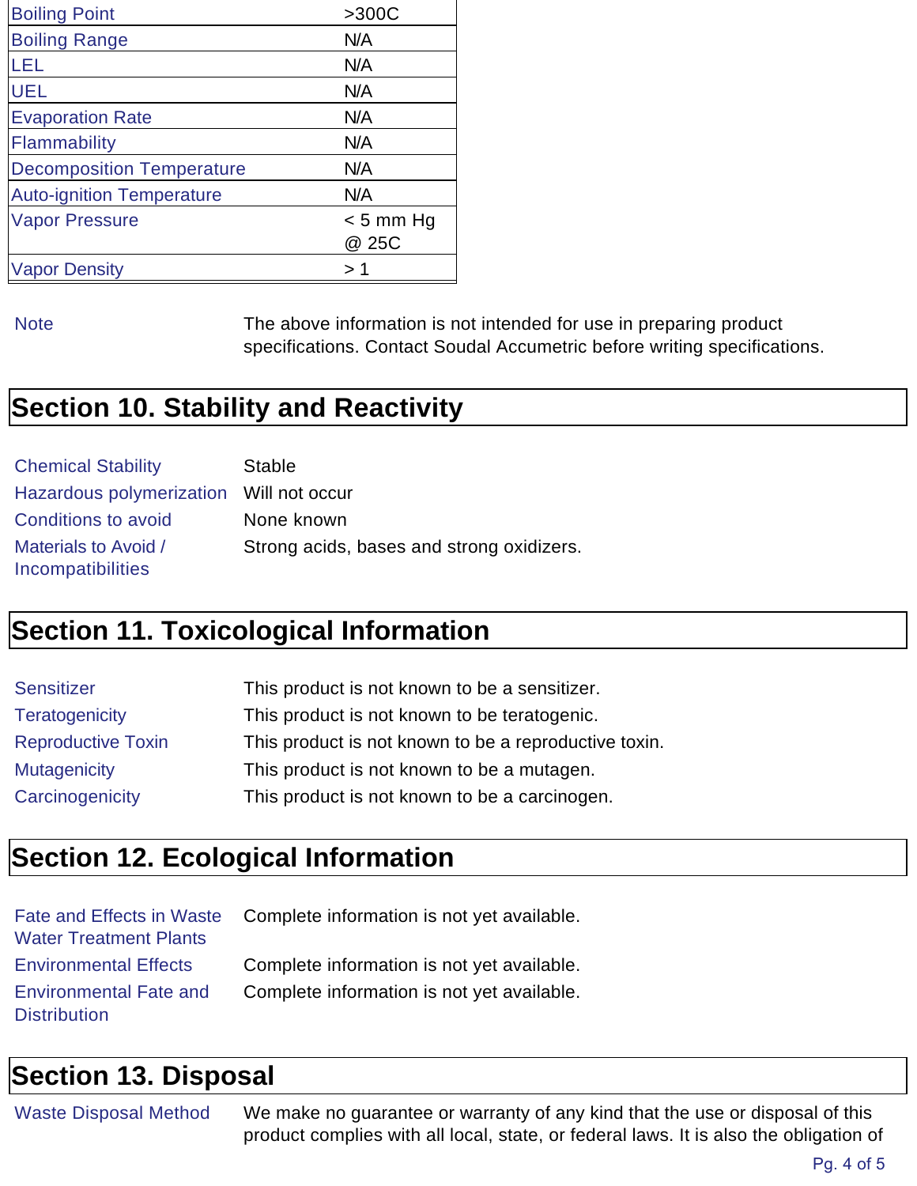| | |
|---|---|
| Boiling Point | >300C |
| Boiling Range | N/A |
| LEL | N/A |
| UEL | N/A |
| Evaporation Rate | N/A |
| Flammability | N/A |
| Decomposition Temperature | N/A |
| Auto-ignition Temperature | N/A |
| Vapor Pressure | < 5 mm Hg @ 25C |
| Vapor Density | > 1 |

| | |
|---|---|
| Note | The above information is not intended for use in preparing product specifications. Contact Soudal Accumetric before writing specifications. |

## Section 10. Stability and Reactivity

| | |
|---|---|
| Chemical Stability | Stable |
| Hazardous polymerization | Will not occur |
| Conditions to avoid | None known |
| Materials to Avoid / Incompatibilities | Strong acids, bases and strong oxidizers. |

## Section 11. Toxicological Information

| | |
|---|---|
| Sensitizer | This product is not known to be a sensitizer. |
| Teratogenicity | This product is not known to be teratogenic. |
| Reproductive Toxin | This product is not known to be a reproductive toxin. |
| Mutagenicity | This product is not known to be a mutagen. |
| Carcinogenicity | This product is not known to be a carcinogen. |

## Section 12. Ecological Information

| | |
|---|---|
| Fate and Effects in Waste Water Treatment Plants | Complete information is not yet available. |
| Environmental Effects | Complete information is not yet available. |
| Environmental Fate and Distribution | Complete information is not yet available. |

## Section 13. Disposal

| | |
|---|---|
| Waste Disposal Method | We make no guarantee or warranty of any kind that the use or disposal of this product complies with all local, state, or federal laws. It is also the obligation of |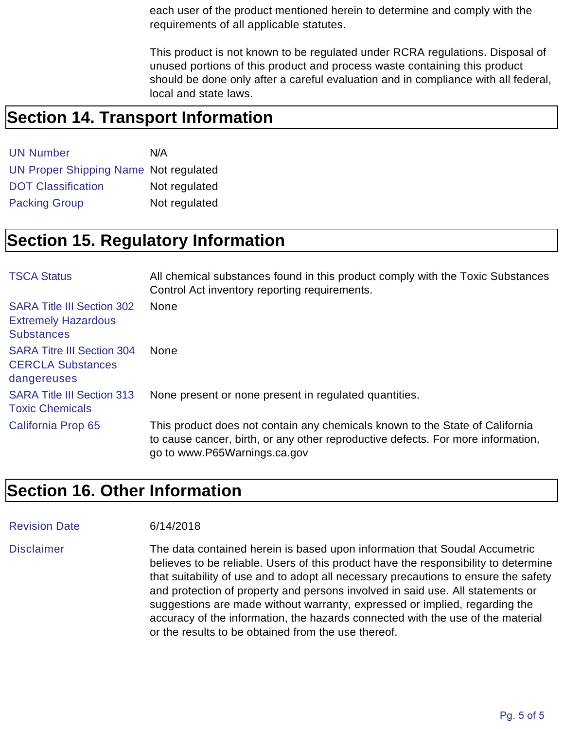each user of the product mentioned herein to determine and comply with the requirements of all applicable statutes.

This product is not known to be regulated under RCRA regulations. Disposal of unused portions of this product and process waste containing this product should be done only after a careful evaluation and in compliance with all federal, local and state laws.

## Section 14. Transport Information

| | |
|---|---|
| UN Number | N/A |
| UN Proper Shipping Name | Not regulated |
| DOT Classification | Not regulated |
| Packing Group | Not regulated |

## Section 15. Regulatory Information

| | |
|---|---|
| TSCA Status | All chemical substances found in this product comply with the Toxic Substances Control Act inventory reporting requirements. |
| SARA Title III Section 302 Extremely Hazardous Substances | None |
| SARA Titre III Section 304 CERCLA Substances dangereuses | None |
| SARA Title III Section 313 Toxic Chemicals | None present or none present in regulated quantities. |
| California Prop 65 | This product does not contain any chemicals known to the State of California to cause cancer, birth, or any other reproductive defects. For more information, go to www.P65Warnings.ca.gov |

## Section 16. Other Information

| | |
|---|---|
| Revision Date | 6/14/2018 |
| Disclaimer | The data contained herein is based upon information that Soudal Accumetric believes to be reliable. Users of this product have the responsibility to determine that suitability of use and to adopt all necessary precautions to ensure the safety and protection of property and persons involved in said use. All statements or suggestions are made without warranty, expressed or implied, regarding the accuracy of the information, the hazards connected with the use of the material or the results to be obtained from the use thereof. |